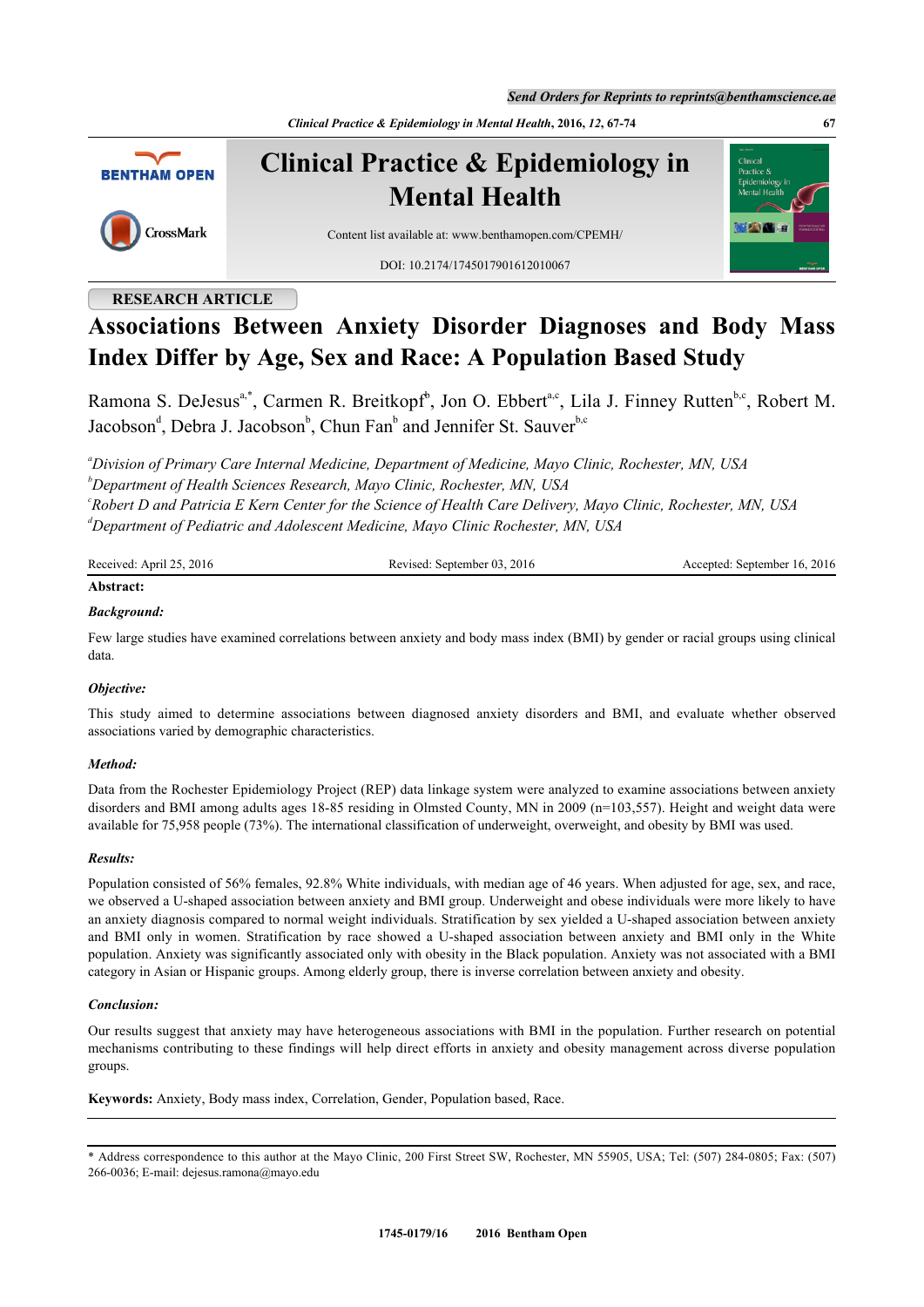RESEARCH ARTICLE

# Associations Between Anxiety Disorder Diagnoses and Body Mass Index Differ by Age, Sex and Race: A Population Based Study

Ramona S. DeJesus[a,*], Carmen R. Breitkopf[b], Jon O. Ebbert[a,c], Lila J. Finney Rutten[b,c], Robert M. Jacobson[d], Debra J. Jacobson[b], Chun Fan[b] and Jennifer St. Sauver[b,c]

[a]*Division of Primary Care Internal Medicine, Department of Medicine, Mayo Clinic, Rochester, MN, USA*
[b]*Department of Health Sciences Research, Mayo Clinic, Rochester, MN, USA*
[c]*Robert D and Patricia E Kern Center for the Science of Health Care Delivery, Mayo Clinic, Rochester, MN, USA*
[d]*Department of Pediatric and Adolescent Medicine, Mayo Clinic Rochester, MN, USA*

Received: April 25, 2016 Revised: September 03, 2016 Accepted: September 16, 2016

**Abstract:**

***Background:***

Few large studies have examined correlations between anxiety and body mass index (BMI) by gender or racial groups using clinical data.

***Objective:***

This study aimed to determine associations between diagnosed anxiety disorders and BMI, and evaluate whether observed associations varied by demographic characteristics.

***Method:***

Data from the Rochester Epidemiology Project (REP) data linkage system were analyzed to examine associations between anxiety disorders and BMI among adults ages 18-85 residing in Olmsted County, MN in 2009 (n=103,557). Height and weight data were available for 75,958 people (73%). The international classification of underweight, overweight, and obesity by BMI was used.

***Results:***

Population consisted of 56% females, 92.8% White individuals, with median age of 46 years. When adjusted for age, sex, and race, we observed a U-shaped association between anxiety and BMI group. Underweight and obese individuals were more likely to have an anxiety diagnosis compared to normal weight individuals. Stratification by sex yielded a U-shaped association between anxiety and BMI only in women. Stratification by race showed a U-shaped association between anxiety and BMI only in the White population. Anxiety was significantly associated only with obesity in the Black population. Anxiety was not associated with a BMI category in Asian or Hispanic groups. Among elderly group, there is inverse correlation between anxiety and obesity.

***Conclusion:***

Our results suggest that anxiety may have heterogeneous associations with BMI in the population. Further research on potential mechanisms contributing to these findings will help direct efforts in anxiety and obesity management across diverse population groups.

**Keywords:** Anxiety, Body mass index, Correlation, Gender, Population based, Race.

* Address correspondence to this author at the Mayo Clinic, 200 First Street SW, Rochester, MN 55905, USA; Tel: (507) 284-0805; Fax: (507) 266-0036; E-mail: dejesus.ramona@mayo.edu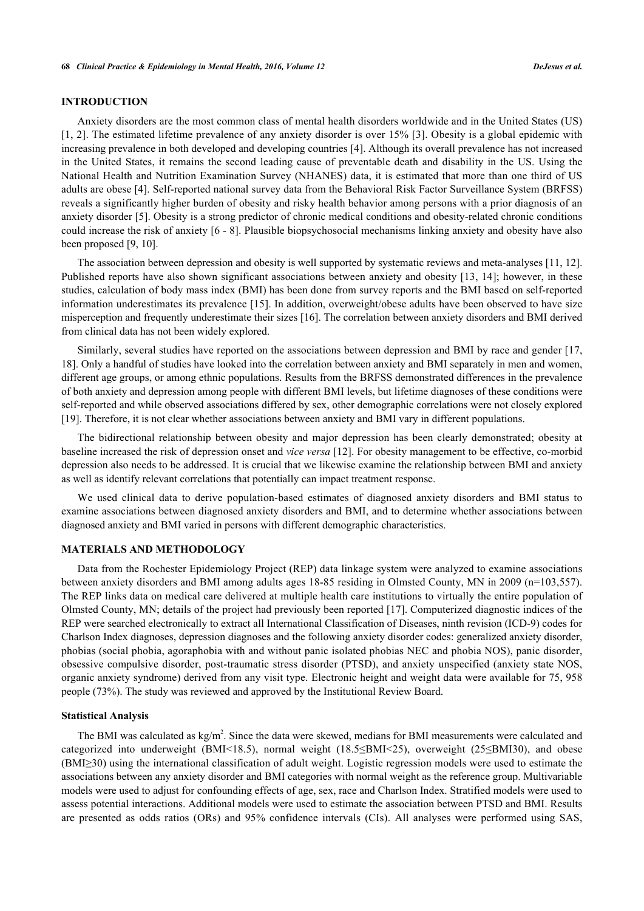## INTRODUCTION

Anxiety disorders are the most common class of mental health disorders worldwide and in the United States (US) [1, 2]. The estimated lifetime prevalence of any anxiety disorder is over 15% [3]. Obesity is a global epidemic with increasing prevalence in both developed and developing countries [4]. Although its overall prevalence has not increased in the United States, it remains the second leading cause of preventable death and disability in the US. Using the National Health and Nutrition Examination Survey (NHANES) data, it is estimated that more than one third of US adults are obese [4]. Self-reported national survey data from the Behavioral Risk Factor Surveillance System (BRFSS) reveals a significantly higher burden of obesity and risky health behavior among persons with a prior diagnosis of an anxiety disorder [5]. Obesity is a strong predictor of chronic medical conditions and obesity-related chronic conditions could increase the risk of anxiety [6 - 8]. Plausible biopsychosocial mechanisms linking anxiety and obesity have also been proposed [9, 10].

The association between depression and obesity is well supported by systematic reviews and meta-analyses [11, 12]. Published reports have also shown significant associations between anxiety and obesity [13, 14]; however, in these studies, calculation of body mass index (BMI) has been done from survey reports and the BMI based on self-reported information underestimates its prevalence [15]. In addition, overweight/obese adults have been observed to have size misperception and frequently underestimate their sizes [16]. The correlation between anxiety disorders and BMI derived from clinical data has not been widely explored.

Similarly, several studies have reported on the associations between depression and BMI by race and gender [17, 18]. Only a handful of studies have looked into the correlation between anxiety and BMI separately in men and women, different age groups, or among ethnic populations. Results from the BRFSS demonstrated differences in the prevalence of both anxiety and depression among people with different BMI levels, but lifetime diagnoses of these conditions were self-reported and while observed associations differed by sex, other demographic correlations were not closely explored [19]. Therefore, it is not clear whether associations between anxiety and BMI vary in different populations.

The bidirectional relationship between obesity and major depression has been clearly demonstrated; obesity at baseline increased the risk of depression onset and *vice versa* [12]. For obesity management to be effective, co-morbid depression also needs to be addressed. It is crucial that we likewise examine the relationship between BMI and anxiety as well as identify relevant correlations that potentially can impact treatment response.

We used clinical data to derive population-based estimates of diagnosed anxiety disorders and BMI status to examine associations between diagnosed anxiety disorders and BMI, and to determine whether associations between diagnosed anxiety and BMI varied in persons with different demographic characteristics.

## MATERIALS AND METHODOLOGY

Data from the Rochester Epidemiology Project (REP) data linkage system were analyzed to examine associations between anxiety disorders and BMI among adults ages 18-85 residing in Olmsted County, MN in 2009 (n=103,557). The REP links data on medical care delivered at multiple health care institutions to virtually the entire population of Olmsted County, MN; details of the project had previously been reported [17]. Computerized diagnostic indices of the REP were searched electronically to extract all International Classification of Diseases, ninth revision (ICD-9) codes for Charlson Index diagnoses, depression diagnoses and the following anxiety disorder codes: generalized anxiety disorder, phobias (social phobia, agoraphobia with and without panic isolated phobias NEC and phobia NOS), panic disorder, obsessive compulsive disorder, post-traumatic stress disorder (PTSD), and anxiety unspecified (anxiety state NOS, organic anxiety syndrome) derived from any visit type. Electronic height and weight data were available for 75, 958 people (73%). The study was reviewed and approved by the Institutional Review Board.

### Statistical Analysis

The BMI was calculated as kg/m$^2$. Since the data were skewed, medians for BMI measurements were calculated and categorized into underweight (BMI<18.5), normal weight (18.5≤BMI<25), overweight (25≤BMI30), and obese (BMI≥30) using the international classification of adult weight. Logistic regression models were used to estimate the associations between any anxiety disorder and BMI categories with normal weight as the reference group. Multivariable models were used to adjust for confounding effects of age, sex, race and Charlson Index. Stratified models were used to assess potential interactions. Additional models were used to estimate the association between PTSD and BMI. Results are presented as odds ratios (ORs) and 95% confidence intervals (CIs). All analyses were performed using SAS,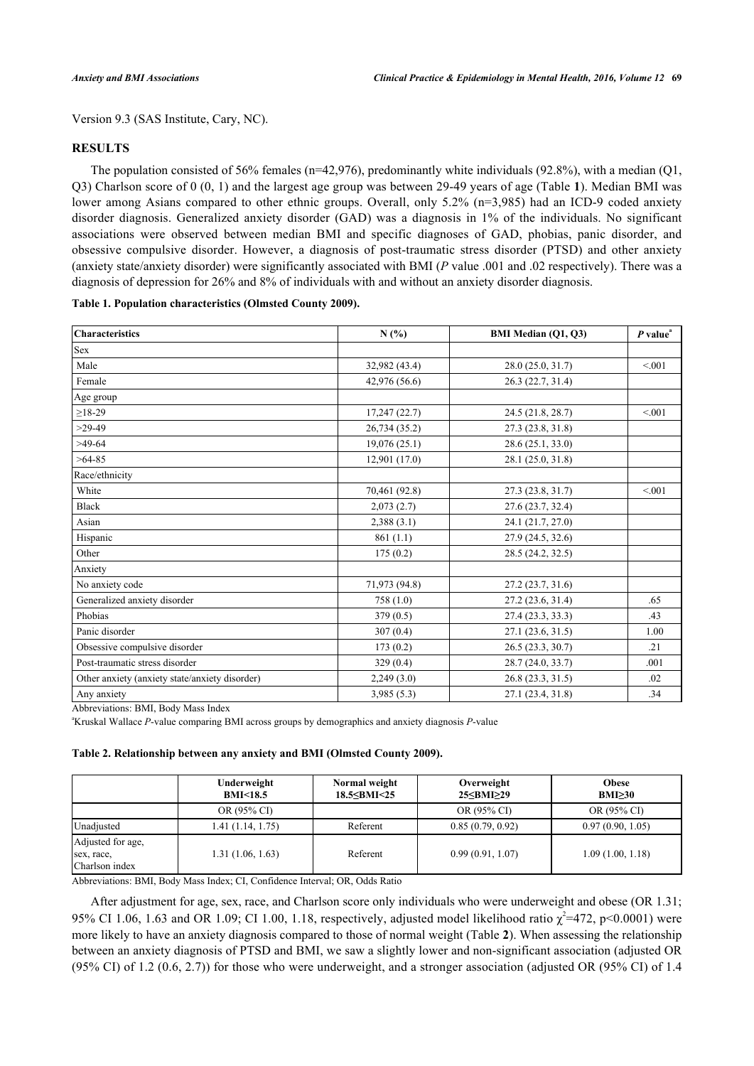Version 9.3 (SAS Institute, Cary, NC).

## RESULTS

The population consisted of 56% females (n=42,976), predominantly white individuals (92.8%), with a median (Q1, Q3) Charlson score of 0 (0, 1) and the largest age group was between 29-49 years of age (Table **1**). Median BMI was lower among Asians compared to other ethnic groups. Overall, only 5.2% (n=3,985) had an ICD-9 coded anxiety disorder diagnosis. Generalized anxiety disorder (GAD) was a diagnosis in 1% of the individuals. No significant associations were observed between median BMI and specific diagnoses of GAD, phobias, panic disorder, and obsessive compulsive disorder. However, a diagnosis of post-traumatic stress disorder (PTSD) and other anxiety (anxiety state/anxiety disorder) were significantly associated with BMI (*P* value .001 and .02 respectively). There was a diagnosis of depression for 26% and 8% of individuals with and without an anxiety disorder diagnosis.

**Table 1. Population characteristics (Olmsted County 2009).**

| Characteristics | N (%) | BMI Median (Q1, Q3) | *P* value[a] |
|---|---|---|---|
| Sex | | | |
| Male | 32,982 (43.4) | 28.0 (25.0, 31.7) | <.001 |
| Female | 42,976 (56.6) | 26.3 (22.7, 31.4) | |
| Age group | | | |
| ≥18-29 | 17,247 (22.7) | 24.5 (21.8, 28.7) | <.001 |
| >29-49 | 26,734 (35.2) | 27.3 (23.8, 31.8) | |
| >49-64 | 19,076 (25.1) | 28.6 (25.1, 33.0) | |
| >64-85 | 12,901 (17.0) | 28.1 (25.0, 31.8) | |
| Race/ethnicity | | | |
| White | 70,461 (92.8) | 27.3 (23.8, 31.7) | <.001 |
| Black | 2,073 (2.7) | 27.6 (23.7, 32.4) | |
| Asian | 2,388 (3.1) | 24.1 (21.7, 27.0) | |
| Hispanic | 861 (1.1) | 27.9 (24.5, 32.6) | |
| Other | 175 (0.2) | 28.5 (24.2, 32.5) | |
| Anxiety | | | |
| No anxiety code | 71,973 (94.8) | 27.2 (23.7, 31.6) | |
| Generalized anxiety disorder | 758 (1.0) | 27.2 (23.6, 31.4) | .65 |
| Phobias | 379 (0.5) | 27.4 (23.3, 33.3) | .43 |
| Panic disorder | 307 (0.4) | 27.1 (23.6, 31.5) | 1.00 |
| Obsessive compulsive disorder | 173 (0.2) | 26.5 (23.3, 30.7) | .21 |
| Post-traumatic stress disorder | 329 (0.4) | 28.7 (24.0, 33.7) | .001 |
| Other anxiety (anxiety state/anxiety disorder) | 2,249 (3.0) | 26.8 (23.3, 31.5) | .02 |
| Any anxiety | 3,985 (5.3) | 27.1 (23.4, 31.8) | .34 |

Abbreviations: BMI, Body Mass Index

[a]Kruskal Wallace *P*-value comparing BMI across groups by demographics and anxiety diagnosis *P*-value

**Table 2. Relationship between any anxiety and BMI (Olmsted County 2009).**

| | Underweight BMI<18.5 | Normal weight 18.5≤BMI<25 | Overweight 25≤BMI≥29 | Obese BMI≥30 |
|---|---|---|---|---|
| | OR (95% CI) | | OR (95% CI) | OR (95% CI) |
| Unadjusted | 1.41 (1.14, 1.75) | Referent | 0.85 (0.79, 0.92) | 0.97 (0.90, 1.05) |
| Adjusted for age, sex, race, Charlson index | 1.31 (1.06, 1.63) | Referent | 0.99 (0.91, 1.07) | 1.09 (1.00, 1.18) |

Abbreviations: BMI, Body Mass Index; CI, Confidence Interval; OR, Odds Ratio

After adjustment for age, sex, race, and Charlson score only individuals who were underweight and obese (OR 1.31; 95% CI 1.06, 1.63 and OR 1.09; CI 1.00, 1.18, respectively, adjusted model likelihood ratio $\chi^2$=472, p<0.0001) were more likely to have an anxiety diagnosis compared to those of normal weight (Table **2**). When assessing the relationship between an anxiety diagnosis of PTSD and BMI, we saw a slightly lower and non-significant association (adjusted OR (95% CI) of 1.2 (0.6, 2.7)) for those who were underweight, and a stronger association (adjusted OR (95% CI) of 1.4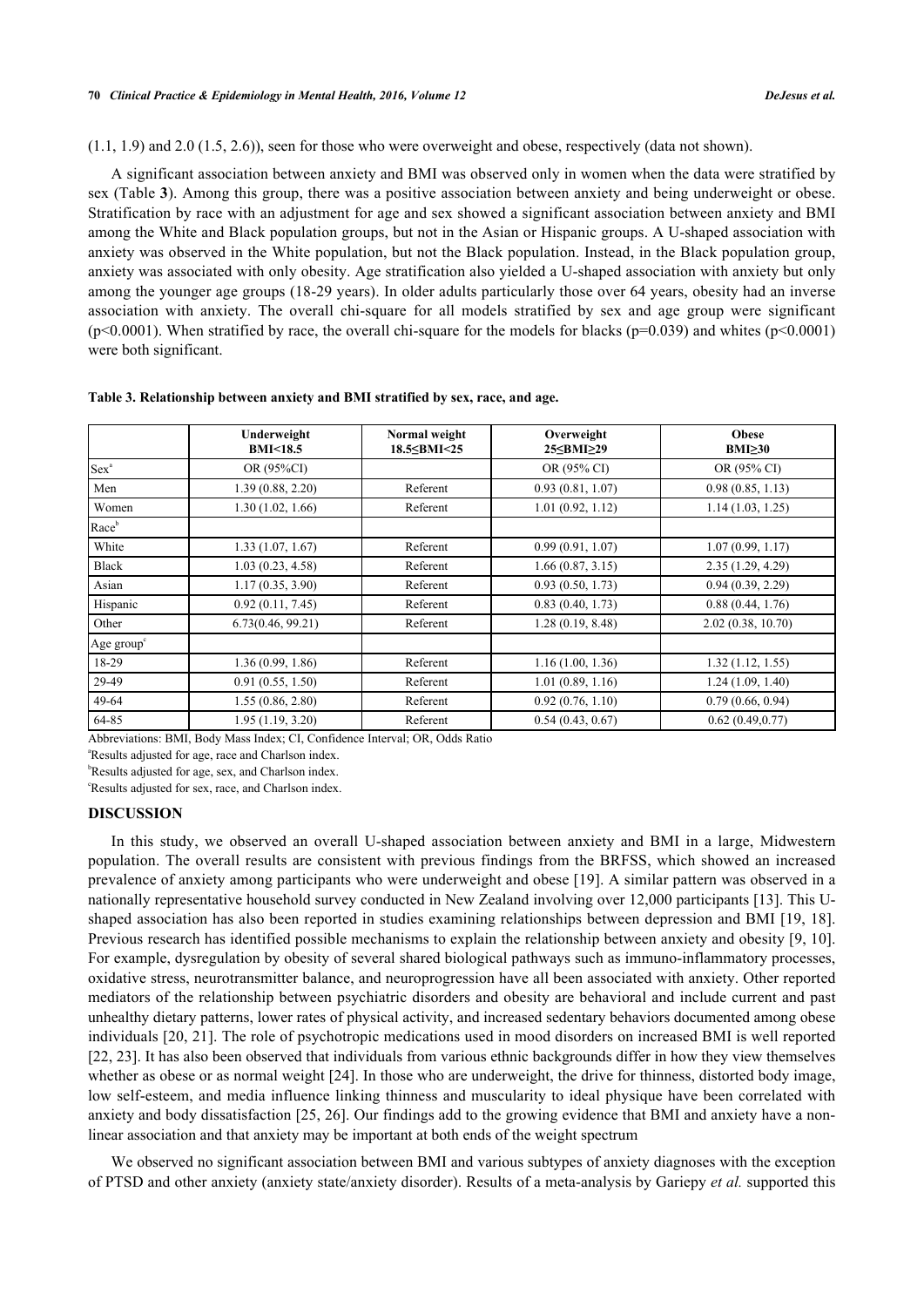(1.1, 1.9) and 2.0 (1.5, 2.6)), seen for those who were overweight and obese, respectively (data not shown).

A significant association between anxiety and BMI was observed only in women when the data were stratified by sex (Table **3**). Among this group, there was a positive association between anxiety and being underweight or obese. Stratification by race with an adjustment for age and sex showed a significant association between anxiety and BMI among the White and Black population groups, but not in the Asian or Hispanic groups. A U-shaped association with anxiety was observed in the White population, but not the Black population. Instead, in the Black population group, anxiety was associated with only obesity. Age stratification also yielded a U-shaped association with anxiety but only among the younger age groups (18-29 years). In older adults particularly those over 64 years, obesity had an inverse association with anxiety. The overall chi-square for all models stratified by sex and age group were significant ($p<0.0001$). When stratified by race, the overall chi-square for the models for blacks ($p=0.039$) and whites ($p<0.0001$) were both significant.

**Table 3. Relationship between anxiety and BMI stratified by sex, race, and age.**

| | Underweight BMI<18.5 | Normal weight 18.5≤BMI<25 | Overweight 25≤BMI≥29 | Obese BMI≥30 |
|---|---|---|---|---|
| Sex[a] | OR (95%CI) | | OR (95% CI) | OR (95% CI) |
| Men | 1.39 (0.88, 2.20) | Referent | 0.93 (0.81, 1.07) | 0.98 (0.85, 1.13) |
| Women | 1.30 (1.02, 1.66) | Referent | 1.01 (0.92, 1.12) | 1.14 (1.03, 1.25) |
| Race[b] | | | | |
| White | 1.33 (1.07, 1.67) | Referent | 0.99 (0.91, 1.07) | 1.07 (0.99, 1.17) |
| Black | 1.03 (0.23, 4.58) | Referent | 1.66 (0.87, 3.15) | 2.35 (1.29, 4.29) |
| Asian | 1.17 (0.35, 3.90) | Referent | 0.93 (0.50, 1.73) | 0.94 (0.39, 2.29) |
| Hispanic | 0.92 (0.11, 7.45) | Referent | 0.83 (0.40, 1.73) | 0.88 (0.44, 1.76) |
| Other | 6.73(0.46, 99.21) | Referent | 1.28 (0.19, 8.48) | 2.02 (0.38, 10.70) |
| Age group[c] | | | | |
| 18-29 | 1.36 (0.99, 1.86) | Referent | 1.16 (1.00, 1.36) | 1.32 (1.12, 1.55) |
| 29-49 | 0.91 (0.55, 1.50) | Referent | 1.01 (0.89, 1.16) | 1.24 (1.09, 1.40) |
| 49-64 | 1.55 (0.86, 2.80) | Referent | 0.92 (0.76, 1.10) | 0.79 (0.66, 0.94) |
| 64-85 | 1.95 (1.19, 3.20) | Referent | 0.54 (0.43, 0.67) | 0.62 (0.49,0.77) |

Abbreviations: BMI, Body Mass Index; CI, Confidence Interval; OR, Odds Ratio

[a]Results adjusted for age, race and Charlson index.

[b]Results adjusted for age, sex, and Charlson index.

[c]Results adjusted for sex, race, and Charlson index.

## DISCUSSION

In this study, we observed an overall U-shaped association between anxiety and BMI in a large, Midwestern population. The overall results are consistent with previous findings from the BRFSS, which showed an increased prevalence of anxiety among participants who were underweight and obese [19]. A similar pattern was observed in a nationally representative household survey conducted in New Zealand involving over 12,000 participants [13]. This U-shaped association has also been reported in studies examining relationships between depression and BMI [19, 18]. Previous research has identified possible mechanisms to explain the relationship between anxiety and obesity [9, 10]. For example, dysregulation by obesity of several shared biological pathways such as immuno-inflammatory processes, oxidative stress, neurotransmitter balance, and neuroprogression have all been associated with anxiety. Other reported mediators of the relationship between psychiatric disorders and obesity are behavioral and include current and past unhealthy dietary patterns, lower rates of physical activity, and increased sedentary behaviors documented among obese individuals [20, 21]. The role of psychotropic medications used in mood disorders on increased BMI is well reported [22, 23]. It has also been observed that individuals from various ethnic backgrounds differ in how they view themselves whether as obese or as normal weight [24]. In those who are underweight, the drive for thinness, distorted body image, low self-esteem, and media influence linking thinness and muscularity to ideal physique have been correlated with anxiety and body dissatisfaction [25, 26]. Our findings add to the growing evidence that BMI and anxiety have a non-linear association and that anxiety may be important at both ends of the weight spectrum

We observed no significant association between BMI and various subtypes of anxiety diagnoses with the exception of PTSD and other anxiety (anxiety state/anxiety disorder). Results of a meta-analysis by Gariepy *et al.* supported this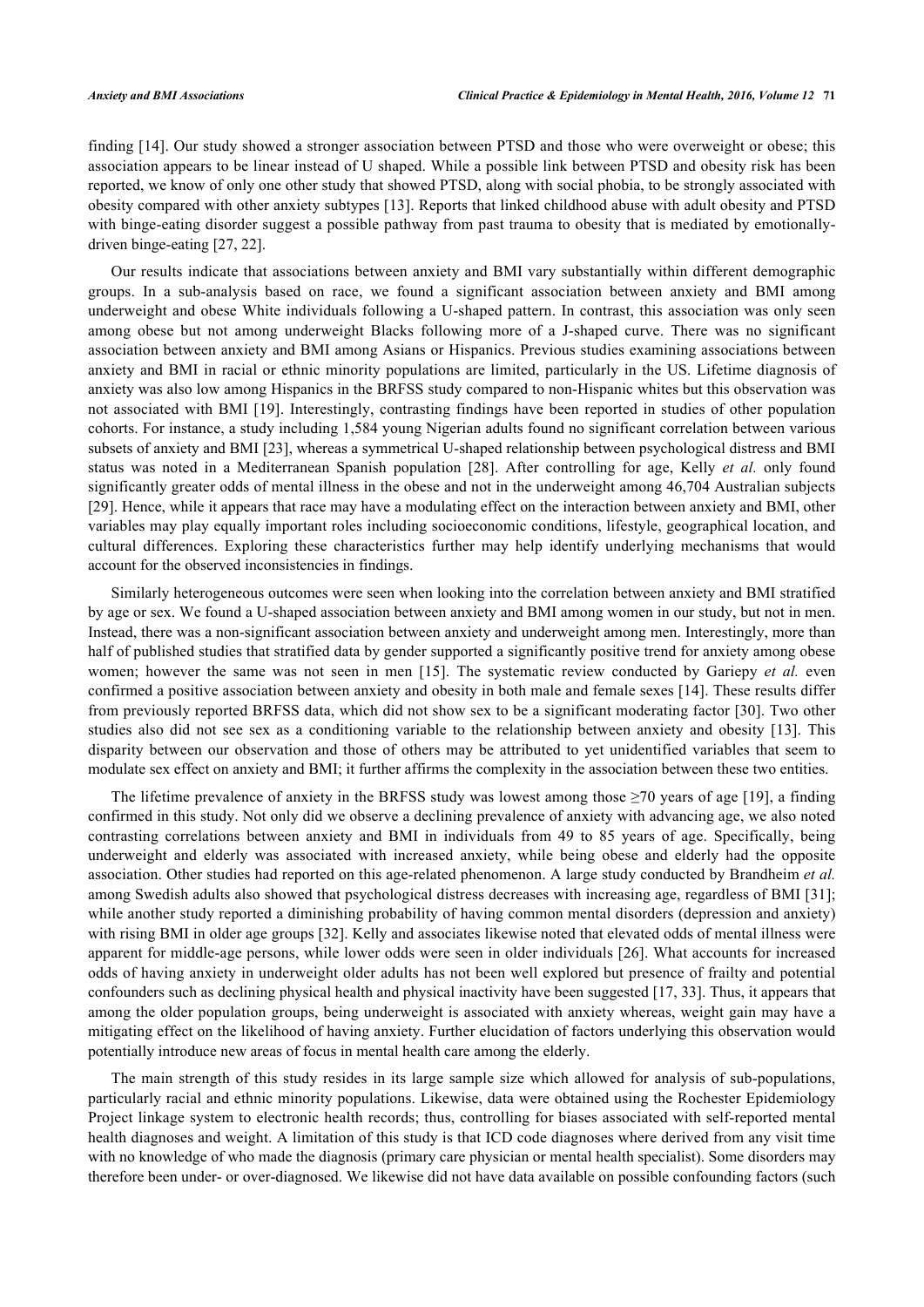finding [14]. Our study showed a stronger association between PTSD and those who were overweight or obese; this association appears to be linear instead of U shaped. While a possible link between PTSD and obesity risk has been reported, we know of only one other study that showed PTSD, along with social phobia, to be strongly associated with obesity compared with other anxiety subtypes [13]. Reports that linked childhood abuse with adult obesity and PTSD with binge-eating disorder suggest a possible pathway from past trauma to obesity that is mediated by emotionally-driven binge-eating [27, 22].

Our results indicate that associations between anxiety and BMI vary substantially within different demographic groups. In a sub-analysis based on race, we found a significant association between anxiety and BMI among underweight and obese White individuals following a U-shaped pattern. In contrast, this association was only seen among obese but not among underweight Blacks following more of a J-shaped curve. There was no significant association between anxiety and BMI among Asians or Hispanics. Previous studies examining associations between anxiety and BMI in racial or ethnic minority populations are limited, particularly in the US. Lifetime diagnosis of anxiety was also low among Hispanics in the BRFSS study compared to non-Hispanic whites but this observation was not associated with BMI [19]. Interestingly, contrasting findings have been reported in studies of other population cohorts. For instance, a study including 1,584 young Nigerian adults found no significant correlation between various subsets of anxiety and BMI [23], whereas a symmetrical U-shaped relationship between psychological distress and BMI status was noted in a Mediterranean Spanish population [28]. After controlling for age, Kelly *et al.* only found significantly greater odds of mental illness in the obese and not in the underweight among 46,704 Australian subjects [29]. Hence, while it appears that race may have a modulating effect on the interaction between anxiety and BMI, other variables may play equally important roles including socioeconomic conditions, lifestyle, geographical location, and cultural differences. Exploring these characteristics further may help identify underlying mechanisms that would account for the observed inconsistencies in findings.

Similarly heterogeneous outcomes were seen when looking into the correlation between anxiety and BMI stratified by age or sex. We found a U-shaped association between anxiety and BMI among women in our study, but not in men. Instead, there was a non-significant association between anxiety and underweight among men. Interestingly, more than half of published studies that stratified data by gender supported a significantly positive trend for anxiety among obese women; however the same was not seen in men [15]. The systematic review conducted by Gariepy *et al.* even confirmed a positive association between anxiety and obesity in both male and female sexes [14]. These results differ from previously reported BRFSS data, which did not show sex to be a significant moderating factor [30]. Two other studies also did not see sex as a conditioning variable to the relationship between anxiety and obesity [13]. This disparity between our observation and those of others may be attributed to yet unidentified variables that seem to modulate sex effect on anxiety and BMI; it further affirms the complexity in the association between these two entities.

The lifetime prevalence of anxiety in the BRFSS study was lowest among those ≥70 years of age [19], a finding confirmed in this study. Not only did we observe a declining prevalence of anxiety with advancing age, we also noted contrasting correlations between anxiety and BMI in individuals from 49 to 85 years of age. Specifically, being underweight and elderly was associated with increased anxiety, while being obese and elderly had the opposite association. Other studies had reported on this age-related phenomenon. A large study conducted by Brandheim *et al.* among Swedish adults also showed that psychological distress decreases with increasing age, regardless of BMI [31]; while another study reported a diminishing probability of having common mental disorders (depression and anxiety) with rising BMI in older age groups [32]. Kelly and associates likewise noted that elevated odds of mental illness were apparent for middle-age persons, while lower odds were seen in older individuals [26]. What accounts for increased odds of having anxiety in underweight older adults has not been well explored but presence of frailty and potential confounders such as declining physical health and physical inactivity have been suggested [17, 33]. Thus, it appears that among the older population groups, being underweight is associated with anxiety whereas, weight gain may have a mitigating effect on the likelihood of having anxiety. Further elucidation of factors underlying this observation would potentially introduce new areas of focus in mental health care among the elderly.

The main strength of this study resides in its large sample size which allowed for analysis of sub-populations, particularly racial and ethnic minority populations. Likewise, data were obtained using the Rochester Epidemiology Project linkage system to electronic health records; thus, controlling for biases associated with self-reported mental health diagnoses and weight. A limitation of this study is that ICD code diagnoses where derived from any visit time with no knowledge of who made the diagnosis (primary care physician or mental health specialist). Some disorders may therefore been under- or over-diagnosed. We likewise did not have data available on possible confounding factors (such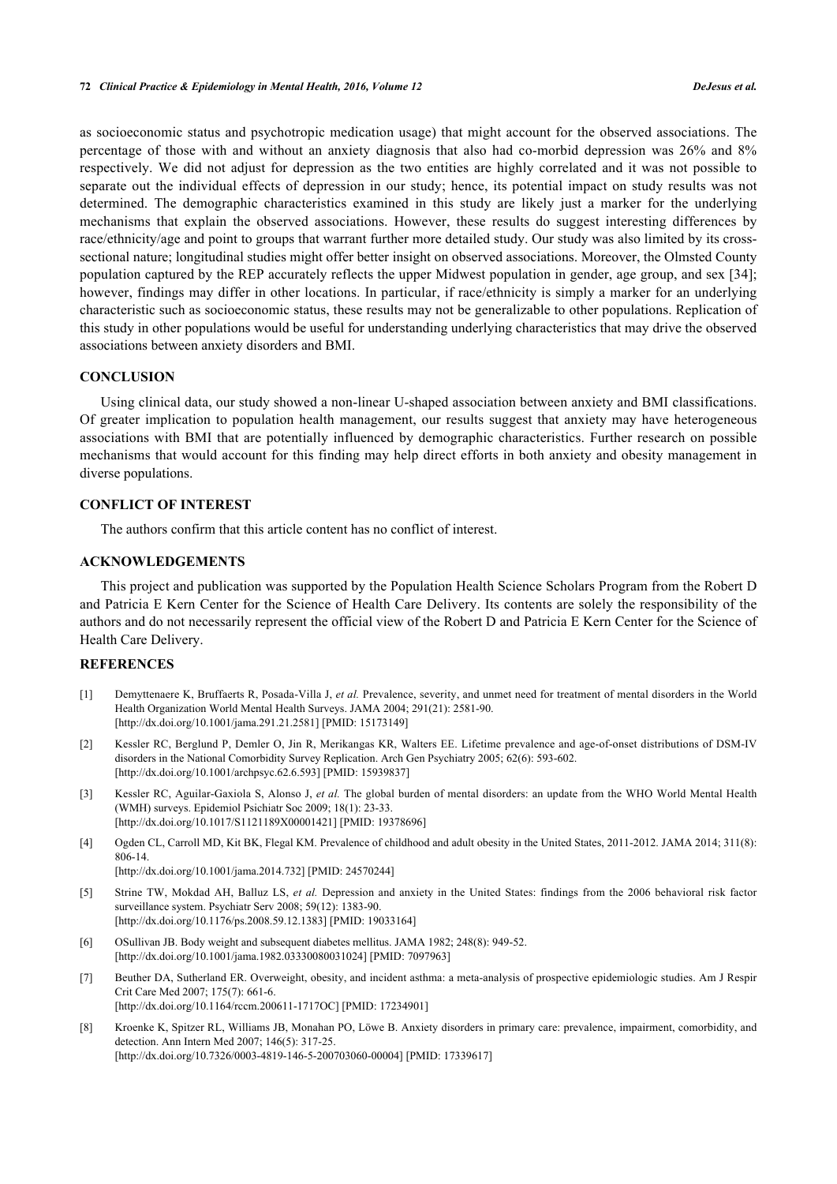as socioeconomic status and psychotropic medication usage) that might account for the observed associations. The percentage of those with and without an anxiety diagnosis that also had co-morbid depression was 26% and 8% respectively. We did not adjust for depression as the two entities are highly correlated and it was not possible to separate out the individual effects of depression in our study; hence, its potential impact on study results was not determined. The demographic characteristics examined in this study are likely just a marker for the underlying mechanisms that explain the observed associations. However, these results do suggest interesting differences by race/ethnicity/age and point to groups that warrant further more detailed study. Our study was also limited by its cross-sectional nature; longitudinal studies might offer better insight on observed associations. Moreover, the Olmsted County population captured by the REP accurately reflects the upper Midwest population in gender, age group, and sex [34]; however, findings may differ in other locations. In particular, if race/ethnicity is simply a marker for an underlying characteristic such as socioeconomic status, these results may not be generalizable to other populations. Replication of this study in other populations would be useful for understanding underlying characteristics that may drive the observed associations between anxiety disorders and BMI.

## CONCLUSION

Using clinical data, our study showed a non-linear U-shaped association between anxiety and BMI classifications. Of greater implication to population health management, our results suggest that anxiety may have heterogeneous associations with BMI that are potentially influenced by demographic characteristics. Further research on possible mechanisms that would account for this finding may help direct efforts in both anxiety and obesity management in diverse populations.

## CONFLICT OF INTEREST

The authors confirm that this article content has no conflict of interest.

## ACKNOWLEDGEMENTS

This project and publication was supported by the Population Health Science Scholars Program from the Robert D and Patricia E Kern Center for the Science of Health Care Delivery. Its contents are solely the responsibility of the authors and do not necessarily represent the official view of the Robert D and Patricia E Kern Center for the Science of Health Care Delivery.

## REFERENCES

[1] Demyttenaere K, Bruffaerts R, Posada-Villa J, *et al.* Prevalence, severity, and unmet need for treatment of mental disorders in the World Health Organization World Mental Health Surveys. JAMA 2004; 291(21): 2581-90. [http://dx.doi.org/10.1001/jama.291.21.2581] [PMID: 15173149]

[2] Kessler RC, Berglund P, Demler O, Jin R, Merikangas KR, Walters EE. Lifetime prevalence and age-of-onset distributions of DSM-IV disorders in the National Comorbidity Survey Replication. Arch Gen Psychiatry 2005; 62(6): 593-602. [http://dx.doi.org/10.1001/archpsyc.62.6.593] [PMID: 15939837]

[3] Kessler RC, Aguilar-Gaxiola S, Alonso J, *et al.* The global burden of mental disorders: an update from the WHO World Mental Health (WMH) surveys. Epidemiol Psichiatr Soc 2009; 18(1): 23-33. [http://dx.doi.org/10.1017/S1121189X00001421] [PMID: 19378696]

[4] Ogden CL, Carroll MD, Kit BK, Flegal KM. Prevalence of childhood and adult obesity in the United States, 2011-2012. JAMA 2014; 311(8): 806-14. [http://dx.doi.org/10.1001/jama.2014.732] [PMID: 24570244]

[5] Strine TW, Mokdad AH, Balluz LS, *et al.* Depression and anxiety in the United States: findings from the 2006 behavioral risk factor surveillance system. Psychiatr Serv 2008; 59(12): 1383-90. [http://dx.doi.org/10.1176/ps.2008.59.12.1383] [PMID: 19033164]

[6] OSullivan JB. Body weight and subsequent diabetes mellitus. JAMA 1982; 248(8): 949-52. [http://dx.doi.org/10.1001/jama.1982.03330080031024] [PMID: 7097963]

[7] Beuther DA, Sutherland ER. Overweight, obesity, and incident asthma: a meta-analysis of prospective epidemiologic studies. Am J Respir Crit Care Med 2007; 175(7): 661-6. [http://dx.doi.org/10.1164/rccm.200611-1717OC] [PMID: 17234901]

[8] Kroenke K, Spitzer RL, Williams JB, Monahan PO, Löwe B. Anxiety disorders in primary care: prevalence, impairment, comorbidity, and detection. Ann Intern Med 2007; 146(5): 317-25. [http://dx.doi.org/10.7326/0003-4819-146-5-200703060-00004] [PMID: 17339617]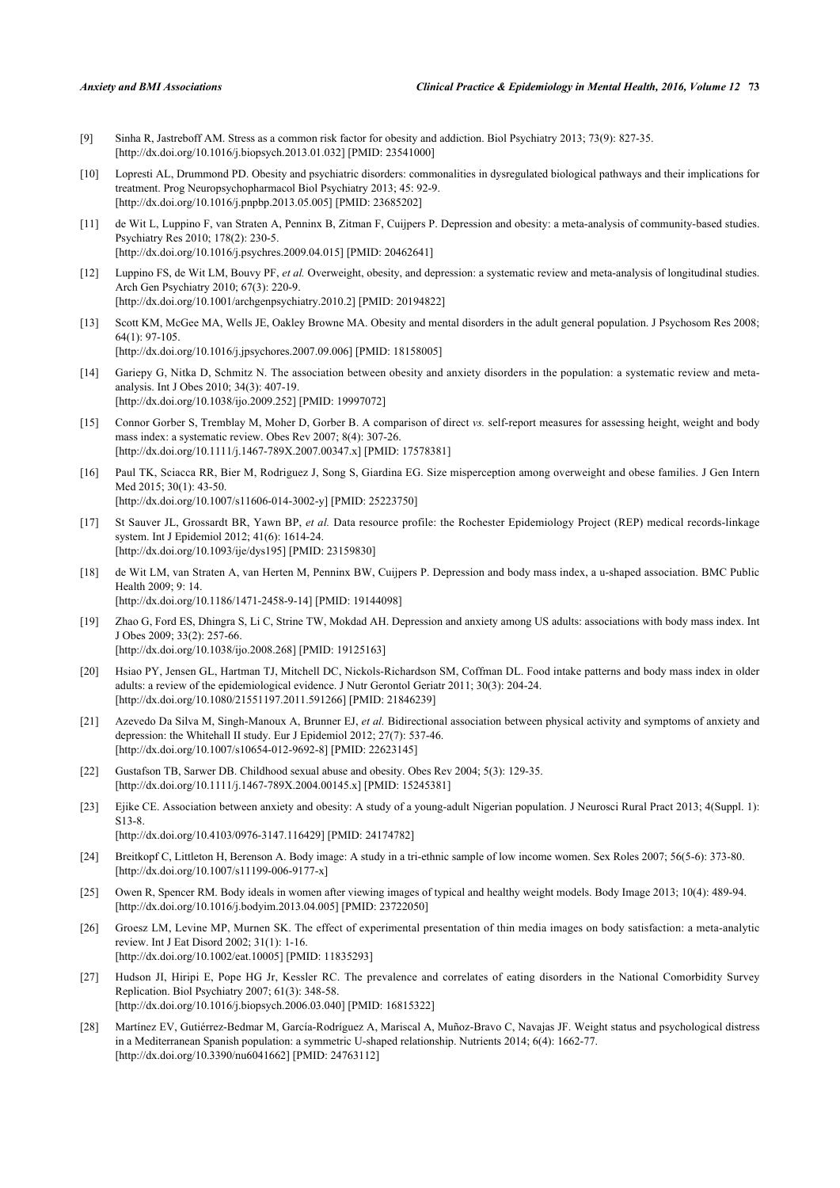[9] Sinha R, Jastreboff AM. Stress as a common risk factor for obesity and addiction. Biol Psychiatry 2013; 73(9): 827-35. [http://dx.doi.org/10.1016/j.biopsych.2013.01.032] [PMID: 23541000]

[10] Lopresti AL, Drummond PD. Obesity and psychiatric disorders: commonalities in dysregulated biological pathways and their implications for treatment. Prog Neuropsychopharmacol Biol Psychiatry 2013; 45: 92-9. [http://dx.doi.org/10.1016/j.pnpbp.2013.05.005] [PMID: 23685202]

[11] de Wit L, Luppino F, van Straten A, Penninx B, Zitman F, Cuijpers P. Depression and obesity: a meta-analysis of community-based studies. Psychiatry Res 2010; 178(2): 230-5. [http://dx.doi.org/10.1016/j.psychres.2009.04.015] [PMID: 20462641]

[12] Luppino FS, de Wit LM, Bouvy PF, *et al.* Overweight, obesity, and depression: a systematic review and meta-analysis of longitudinal studies. Arch Gen Psychiatry 2010; 67(3): 220-9. [http://dx.doi.org/10.1001/archgenpsychiatry.2010.2] [PMID: 20194822]

[13] Scott KM, McGee MA, Wells JE, Oakley Browne MA. Obesity and mental disorders in the adult general population. J Psychosom Res 2008; 64(1): 97-105. [http://dx.doi.org/10.1016/j.jpsychores.2007.09.006] [PMID: 18158005]

[14] Gariepy G, Nitka D, Schmitz N. The association between obesity and anxiety disorders in the population: a systematic review and meta-analysis. Int J Obes 2010; 34(3): 407-19. [http://dx.doi.org/10.1038/ijo.2009.252] [PMID: 19997072]

[15] Connor Gorber S, Tremblay M, Moher D, Gorber B. A comparison of direct *vs.* self-report measures for assessing height, weight and body mass index: a systematic review. Obes Rev 2007; 8(4): 307-26. [http://dx.doi.org/10.1111/j.1467-789X.2007.00347.x] [PMID: 17578381]

[16] Paul TK, Sciacca RR, Bier M, Rodriguez J, Song S, Giardina EG. Size misperception among overweight and obese families. J Gen Intern Med 2015; 30(1): 43-50. [http://dx.doi.org/10.1007/s11606-014-3002-y] [PMID: 25223750]

[17] St Sauver JL, Grossardt BR, Yawn BP, *et al.* Data resource profile: the Rochester Epidemiology Project (REP) medical records-linkage system. Int J Epidemiol 2012; 41(6): 1614-24. [http://dx.doi.org/10.1093/ije/dys195] [PMID: 23159830]

[18] de Wit LM, van Straten A, van Herten M, Penninx BW, Cuijpers P. Depression and body mass index, a u-shaped association. BMC Public Health 2009; 9: 14. [http://dx.doi.org/10.1186/1471-2458-9-14] [PMID: 19144098]

[19] Zhao G, Ford ES, Dhingra S, Li C, Strine TW, Mokdad AH. Depression and anxiety among US adults: associations with body mass index. Int J Obes 2009; 33(2): 257-66. [http://dx.doi.org/10.1038/ijo.2008.268] [PMID: 19125163]

[20] Hsiao PY, Jensen GL, Hartman TJ, Mitchell DC, Nickols-Richardson SM, Coffman DL. Food intake patterns and body mass index in older adults: a review of the epidemiological evidence. J Nutr Gerontol Geriatr 2011; 30(3): 204-24. [http://dx.doi.org/10.1080/21551197.2011.591266] [PMID: 21846239]

[21] Azevedo Da Silva M, Singh-Manoux A, Brunner EJ, *et al.* Bidirectional association between physical activity and symptoms of anxiety and depression: the Whitehall II study. Eur J Epidemiol 2012; 27(7): 537-46. [http://dx.doi.org/10.1007/s10654-012-9692-8] [PMID: 22623145]

[22] Gustafson TB, Sarwer DB. Childhood sexual abuse and obesity. Obes Rev 2004; 5(3): 129-35. [http://dx.doi.org/10.1111/j.1467-789X.2004.00145.x] [PMID: 15245381]

[23] Ejike CE. Association between anxiety and obesity: A study of a young-adult Nigerian population. J Neurosci Rural Pract 2013; 4(Suppl. 1): S13-8. [http://dx.doi.org/10.4103/0976-3147.116429] [PMID: 24174782]

[24] Breitkopf C, Littleton H, Berenson A. Body image: A study in a tri-ethnic sample of low income women. Sex Roles 2007; 56(5-6): 373-80. [http://dx.doi.org/10.1007/s11199-006-9177-x]

[25] Owen R, Spencer RM. Body ideals in women after viewing images of typical and healthy weight models. Body Image 2013; 10(4): 489-94. [http://dx.doi.org/10.1016/j.bodyim.2013.04.005] [PMID: 23722050]

[26] Groesz LM, Levine MP, Murnen SK. The effect of experimental presentation of thin media images on body satisfaction: a meta-analytic review. Int J Eat Disord 2002; 31(1): 1-16. [http://dx.doi.org/10.1002/eat.10005] [PMID: 11835293]

[27] Hudson JI, Hiripi E, Pope HG Jr, Kessler RC. The prevalence and correlates of eating disorders in the National Comorbidity Survey Replication. Biol Psychiatry 2007; 61(3): 348-58. [http://dx.doi.org/10.1016/j.biopsych.2006.03.040] [PMID: 16815322]

[28] Martínez EV, Gutiérrez-Bedmar M, García-Rodríguez A, Mariscal A, Muñoz-Bravo C, Navajas JF. Weight status and psychological distress in a Mediterranean Spanish population: a symmetric U-shaped relationship. Nutrients 2014; 6(4): 1662-77. [http://dx.doi.org/10.3390/nu6041662] [PMID: 24763112]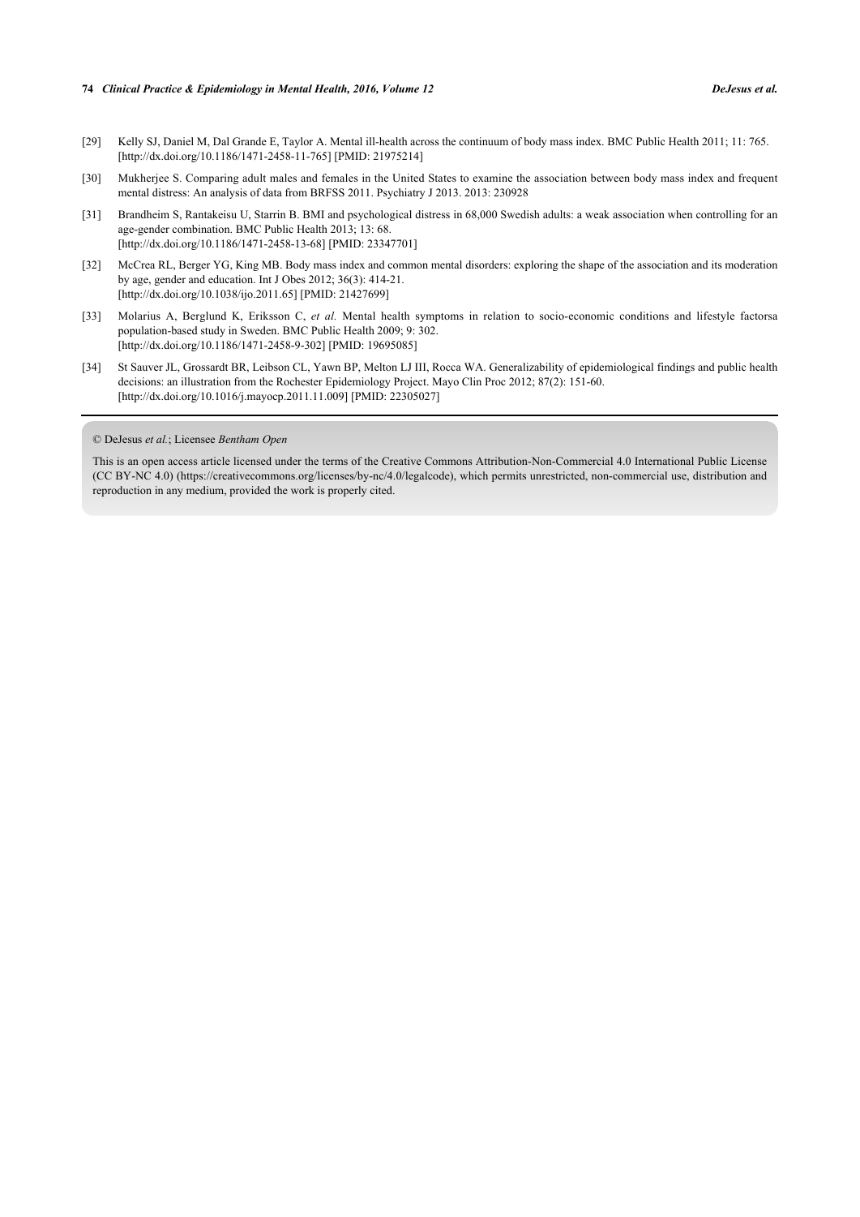[29] Kelly SJ, Daniel M, Dal Grande E, Taylor A. Mental ill-health across the continuum of body mass index. BMC Public Health 2011; 11: 765. [http://dx.doi.org/10.1186/1471-2458-11-765] [PMID: 21975214]

[30] Mukherjee S. Comparing adult males and females in the United States to examine the association between body mass index and frequent mental distress: An analysis of data from BRFSS 2011. Psychiatry J 2013. 2013: 230928

[31] Brandheim S, Rantakeisu U, Starrin B. BMI and psychological distress in 68,000 Swedish adults: a weak association when controlling for an age-gender combination. BMC Public Health 2013; 13: 68. [http://dx.doi.org/10.1186/1471-2458-13-68] [PMID: 23347701]

[32] McCrea RL, Berger YG, King MB. Body mass index and common mental disorders: exploring the shape of the association and its moderation by age, gender and education. Int J Obes 2012; 36(3): 414-21. [http://dx.doi.org/10.1038/ijo.2011.65] [PMID: 21427699]

[33] Molarius A, Berglund K, Eriksson C, *et al.* Mental health symptoms in relation to socio-economic conditions and lifestyle factorsa population-based study in Sweden. BMC Public Health 2009; 9: 302. [http://dx.doi.org/10.1186/1471-2458-9-302] [PMID: 19695085]

[34] St Sauver JL, Grossardt BR, Leibson CL, Yawn BP, Melton LJ III, Rocca WA. Generalizability of epidemiological findings and public health decisions: an illustration from the Rochester Epidemiology Project. Mayo Clin Proc 2012; 87(2): 151-60. [http://dx.doi.org/10.1016/j.mayocp.2011.11.009] [PMID: 22305027]

© DeJesus *et al.*; Licensee *Bentham Open*

This is an open access article licensed under the terms of the Creative Commons Attribution-Non-Commercial 4.0 International Public License (CC BY-NC 4.0) (https://creativecommons.org/licenses/by-nc/4.0/legalcode), which permits unrestricted, non-commercial use, distribution and reproduction in any medium, provided the work is properly cited.